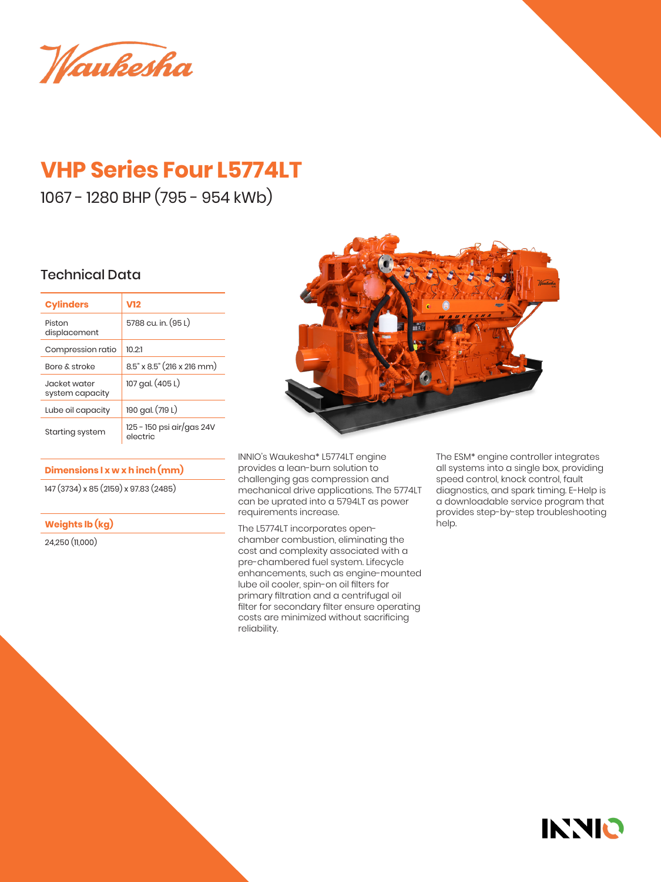# VHP Series Four L5774LT

1067 - 1280 BHP (795 - 954 kWb)

## Technical Data

| Cylinders | V12 |
| --- | --- |
| Piston displacement | 5788 cu. in. (95 L) |
| Compression ratio | 10.2:1 |
| Bore & stroke | 8.5" x 8.5" (216 x 216 mm) |
| Jacket water system capacity | 107 gal. (405 L) |
| Lube oil capacity | 190 gal. (719 L) |
| Starting system | 125 - 150 psi air/gas 24V electric |

**Dimensions l x w x h inch (mm)**

147 (3734) x 85 (2159) x 97.83 (2485)

**Weights lb (kg)**

24,250 (11,000)

INNIO's Waukesha* L5774LT engine provides a lean-burn solution to challenging gas compression and mechanical drive applications. The 5774LT can be uprated into a 5794LT as power requirements increase.

The L5774LT incorporates open-chamber combustion, eliminating the cost and complexity associated with a pre-chambered fuel system. Lifecycle enhancements, such as engine-mounted lube oil cooler, spin-on oil filters for primary filtration and a centrifugal oil filter for secondary filter ensure operating costs are minimized without sacrificing reliability.

The ESM* engine controller integrates all systems into a single box, providing speed control, knock control, fault diagnostics, and spark timing. E-Help is a downloadable service program that provides step-by-step troubleshooting help.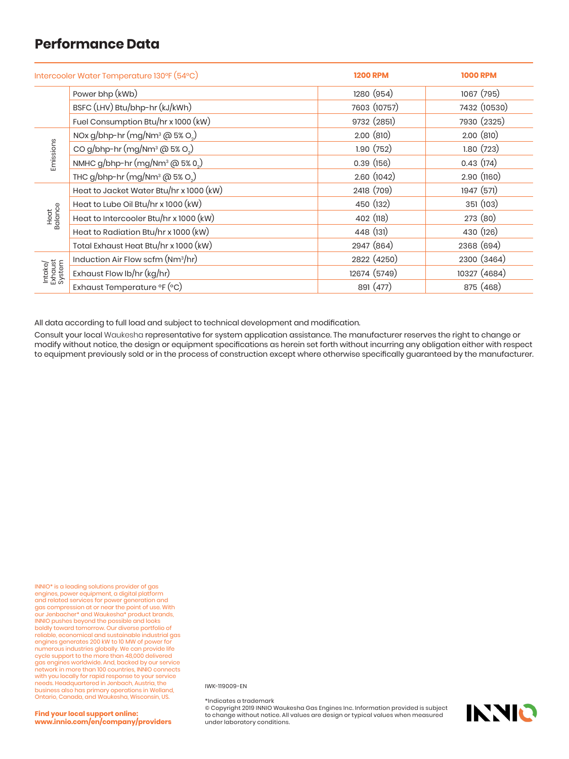## Performance Data

| Intercooler Water Temperature 130°F (54°C) | | 1200 RPM | 1000 RPM |
|---|---|---|---|
| | Power bhp (kWb) | 1280 (954) | 1067 (795) |
| | BSFC (LHV) Btu/bhp-hr (kJ/kWh) | 7603 (10757) | 7432 (10530) |
| | Fuel Consumption Btu/hr x 1000 (kW) | 9732 (2851) | 7930 (2325) |
| Emissions | NOx g/bhp-hr (mg/Nm³ @ 5% $O_2$) | 2.00 (810) | 2.00 (810) |
| | CO g/bhp-hr (mg/Nm³ @ 5% $O_2$) | 1.90 (752) | 1.80 (723) |
| | NMHC g/bhp-hr (mg/Nm³ @ 5% $0_2$) | 0.39 (156) | 0.43 (174) |
| | THC g/bhp-hr (mg/Nm³ @ 5% $O_2$) | 2.60 (1042) | 2.90 (1160) |
| Heat Balance | Heat to Jacket Water Btu/hr x 1000 (kW) | 2418 (709) | 1947 (571) |
| | Heat to Lube Oil Btu/hr x 1000 (kW) | 450 (132) | 351 (103) |
| | Heat to Intercooler Btu/hr x 1000 (kW) | 402 (118) | 273 (80) |
| | Heat to Radiation Btu/hr x 1000 (kW) | 448 (131) | 430 (126) |
| | Total Exhaust Heat Btu/hr x 1000 (kW) | 2947 (864) | 2368 (694) |
| Intake/ Exhaust System | Induction Air Flow scfm (Nm³/hr) | 2822 (4250) | 2300 (3464) |
| | Exhaust Flow lb/hr (kg/hr) | 12674 (5749) | 10327 (4684) |
| | Exhaust Temperature °F (°C) | 891 (477) | 875 (468) |

All data according to full load and subject to technical development and modification.

Consult your local Waukesha representative for system application assistance. The manufacturer reserves the right to change or modify without notice, the design or equipment specifications as herein set forth without incurring any obligation either with respect to equipment previously sold or in the process of construction except where otherwise specifically guaranteed by the manufacturer.

INNIO* is a leading solutions provider of gas engines, power equipment, a digital platform and related services for power generation and gas compression at or near the point of use. With our Jenbacher* and Waukesha* product brands, INNIO pushes beyond the possible and looks boldly toward tomorrow. Our diverse portfolio of reliable, economical and sustainable industrial gas engines generates 200 kW to 10 MW of power for numerous industries globally. We can provide life cycle support to the more than 48,000 delivered gas engines worldwide. And, backed by our service network in more than 100 countries, INNIO connects with you locally for rapid response to your service needs. Headquartered in Jenbach, Austria, the business also has primary operations in Welland, Ontario, Canada, and Waukesha, Wisconsin, US.

**Find your local support online:**
**www.innio.com/en/company/providers**

IWK-119009-EN

*Indicates a trademark
© Copyright 2019 INNIO Waukesha Gas Engines Inc. Information provided is subject to change without notice. All values are design or typical values when measured under laboratory conditions.

INNIO